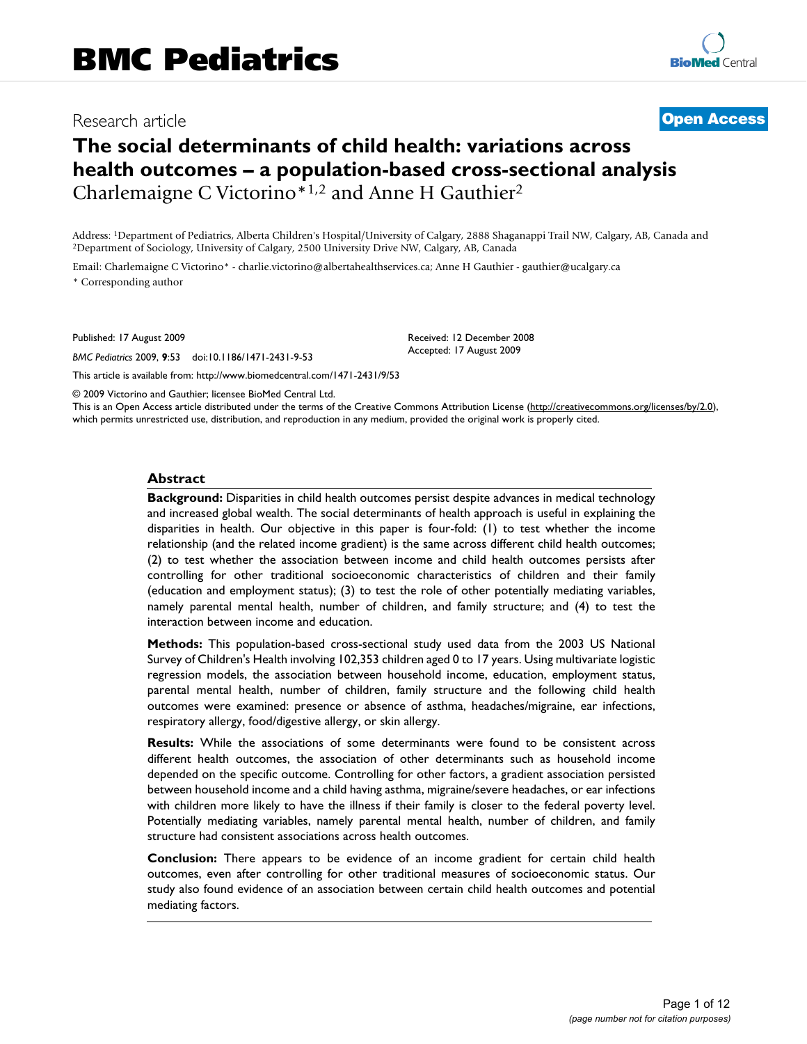# BMC Pediatrics

Research article

**Open Access**

# The social determinants of child health: variations across health outcomes – a population-based cross-sectional analysis

Charlemaigne C Victorino*[1,2] and Anne H Gauthier[2]

Address: [1]Department of Pediatrics, Alberta Children's Hospital/University of Calgary, 2888 Shaganappi Trail NW, Calgary, AB, Canada and [2]Department of Sociology, University of Calgary, 2500 University Drive NW, Calgary, AB, Canada

Email: Charlemaigne C Victorino* - charlie.victorino@albertahealthservices.ca; Anne H Gauthier - gauthier@ucalgary.ca

\* Corresponding author

Published: 17 August 2009

*BMC Pediatrics* 2009, **9**:53 doi:10.1186/1471-2431-9-53

Received: 12 December 2008
Accepted: 17 August 2009

This article is available from: http://www.biomedcentral.com/1471-2431/9/53

© 2009 Victorino and Gauthier; licensee BioMed Central Ltd.
This is an Open Access article distributed under the terms of the Creative Commons Attribution License (http://creativecommons.org/licenses/by/2.0), which permits unrestricted use, distribution, and reproduction in any medium, provided the original work is properly cited.

## Abstract

**Background:** Disparities in child health outcomes persist despite advances in medical technology and increased global wealth. The social determinants of health approach is useful in explaining the disparities in health. Our objective in this paper is four-fold: (1) to test whether the income relationship (and the related income gradient) is the same across different child health outcomes; (2) to test whether the association between income and child health outcomes persists after controlling for other traditional socioeconomic characteristics of children and their family (education and employment status); (3) to test the role of other potentially mediating variables, namely parental mental health, number of children, and family structure; and (4) to test the interaction between income and education.

**Methods:** This population-based cross-sectional study used data from the 2003 US National Survey of Children's Health involving 102,353 children aged 0 to 17 years. Using multivariate logistic regression models, the association between household income, education, employment status, parental mental health, number of children, family structure and the following child health outcomes were examined: presence or absence of asthma, headaches/migraine, ear infections, respiratory allergy, food/digestive allergy, or skin allergy.

**Results:** While the associations of some determinants were found to be consistent across different health outcomes, the association of other determinants such as household income depended on the specific outcome. Controlling for other factors, a gradient association persisted between household income and a child having asthma, migraine/severe headaches, or ear infections with children more likely to have the illness if their family is closer to the federal poverty level. Potentially mediating variables, namely parental mental health, number of children, and family structure had consistent associations across health outcomes.

**Conclusion:** There appears to be evidence of an income gradient for certain child health outcomes, even after controlling for other traditional measures of socioeconomic status. Our study also found evidence of an association between certain child health outcomes and potential mediating factors.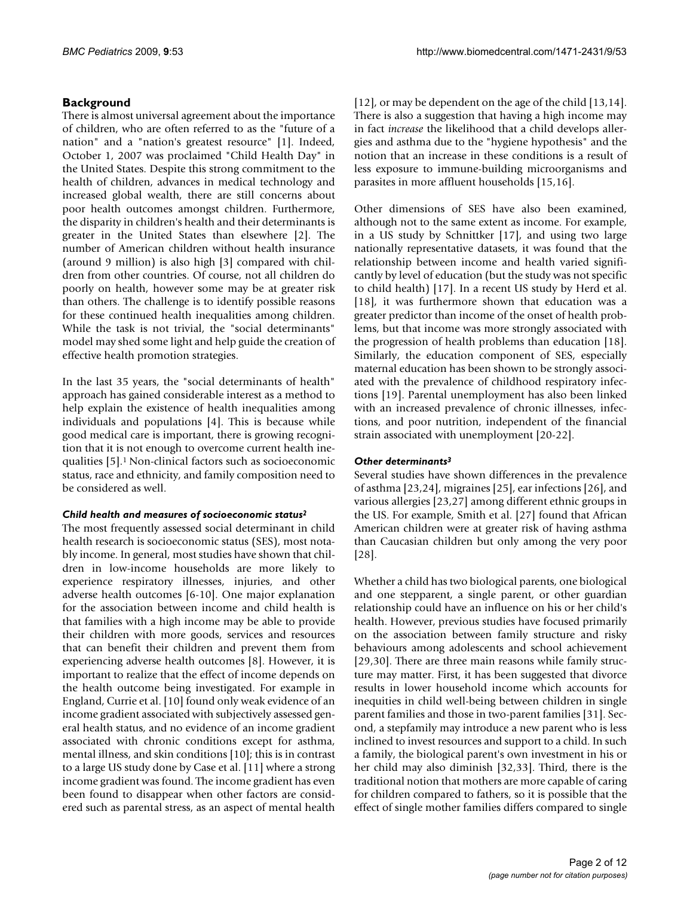## Background

There is almost universal agreement about the importance of children, who are often referred to as the "future of a nation" and a "nation's greatest resource" [1]. Indeed, October 1, 2007 was proclaimed "Child Health Day" in the United States. Despite this strong commitment to the health of children, advances in medical technology and increased global wealth, there are still concerns about poor health outcomes amongst children. Furthermore, the disparity in children's health and their determinants is greater in the United States than elsewhere [2]. The number of American children without health insurance (around 9 million) is also high [3] compared with children from other countries. Of course, not all children do poorly on health, however some may be at greater risk than others. The challenge is to identify possible reasons for these continued health inequalities among children. While the task is not trivial, the "social determinants" model may shed some light and help guide the creation of effective health promotion strategies.

In the last 35 years, the "social determinants of health" approach has gained considerable interest as a method to help explain the existence of health inequalities among individuals and populations [4]. This is because while good medical care is important, there is growing recognition that it is not enough to overcome current health inequalities [5].[1] Non-clinical factors such as socioeconomic status, race and ethnicity, and family composition need to be considered as well.

### *Child health and measures of socioeconomic status[2]*

The most frequently assessed social determinant in child health research is socioeconomic status (SES), most notably income. In general, most studies have shown that children in low-income households are more likely to experience respiratory illnesses, injuries, and other adverse health outcomes [6-10]. One major explanation for the association between income and child health is that families with a high income may be able to provide their children with more goods, services and resources that can benefit their children and prevent them from experiencing adverse health outcomes [8]. However, it is important to realize that the effect of income depends on the health outcome being investigated. For example in England, Currie et al. [10] found only weak evidence of an income gradient associated with subjectively assessed general health status, and no evidence of an income gradient associated with chronic conditions except for asthma, mental illness, and skin conditions [10]; this is in contrast to a large US study done by Case et al. [11] where a strong income gradient was found. The income gradient has even been found to disappear when other factors are considered such as parental stress, as an aspect of mental health [12], or may be dependent on the age of the child [13,14]. There is also a suggestion that having a high income may in fact *increase* the likelihood that a child develops allergies and asthma due to the "hygiene hypothesis" and the notion that an increase in these conditions is a result of less exposure to immune-building microorganisms and parasites in more affluent households [15,16].

Other dimensions of SES have also been examined, although not to the same extent as income. For example, in a US study by Schnittker [17], and using two large nationally representative datasets, it was found that the relationship between income and health varied significantly by level of education (but the study was not specific to child health) [17]. In a recent US study by Herd et al. [18], it was furthermore shown that education was a greater predictor than income of the onset of health problems, but that income was more strongly associated with the progression of health problems than education [18]. Similarly, the education component of SES, especially maternal education has been shown to be strongly associated with the prevalence of childhood respiratory infections [19]. Parental unemployment has also been linked with an increased prevalence of chronic illnesses, infections, and poor nutrition, independent of the financial strain associated with unemployment [20-22].

### *Other determinants[3]*

Several studies have shown differences in the prevalence of asthma [23,24], migraines [25], ear infections [26], and various allergies [23,27] among different ethnic groups in the US. For example, Smith et al. [27] found that African American children were at greater risk of having asthma than Caucasian children but only among the very poor [28].

Whether a child has two biological parents, one biological and one stepparent, a single parent, or other guardian relationship could have an influence on his or her child's health. However, previous studies have focused primarily on the association between family structure and risky behaviours among adolescents and school achievement [29,30]. There are three main reasons while family structure may matter. First, it has been suggested that divorce results in lower household income which accounts for inequities in child well-being between children in single parent families and those in two-parent families [31]. Second, a stepfamily may introduce a new parent who is less inclined to invest resources and support to a child. In such a family, the biological parent's own investment in his or her child may also diminish [32,33]. Third, there is the traditional notion that mothers are more capable of caring for children compared to fathers, so it is possible that the effect of single mother families differs compared to single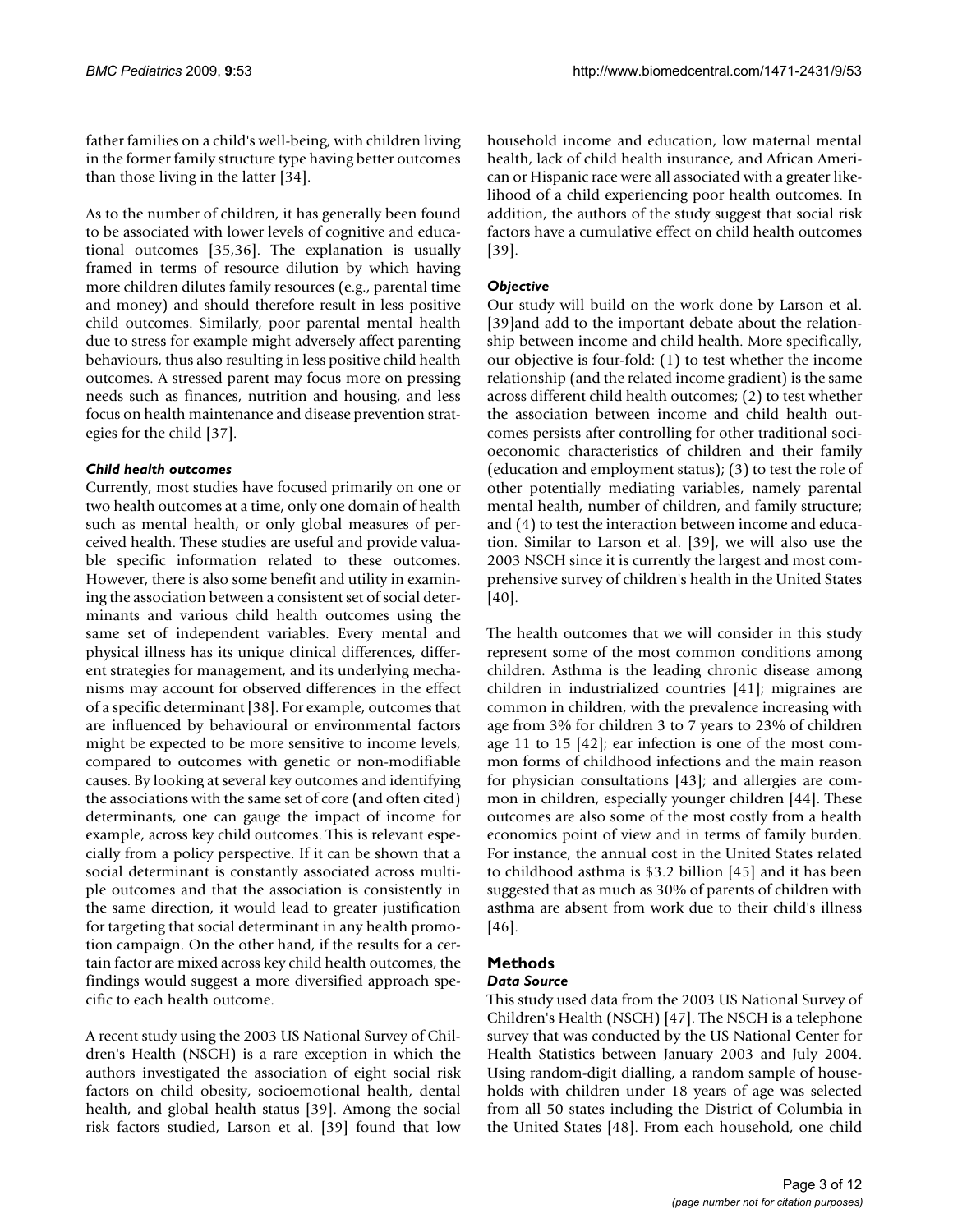father families on a child's well-being, with children living in the former family structure type having better outcomes than those living in the latter [34].

As to the number of children, it has generally been found to be associated with lower levels of cognitive and educational outcomes [35,36]. The explanation is usually framed in terms of resource dilution by which having more children dilutes family resources (e.g., parental time and money) and should therefore result in less positive child outcomes. Similarly, poor parental mental health due to stress for example might adversely affect parenting behaviours, thus also resulting in less positive child health outcomes. A stressed parent may focus more on pressing needs such as finances, nutrition and housing, and less focus on health maintenance and disease prevention strategies for the child [37].

### *Child health outcomes*

Currently, most studies have focused primarily on one or two health outcomes at a time, only one domain of health such as mental health, or only global measures of perceived health. These studies are useful and provide valuable specific information related to these outcomes. However, there is also some benefit and utility in examining the association between a consistent set of social determinants and various child health outcomes using the same set of independent variables. Every mental and physical illness has its unique clinical differences, different strategies for management, and its underlying mechanisms may account for observed differences in the effect of a specific determinant [38]. For example, outcomes that are influenced by behavioural or environmental factors might be expected to be more sensitive to income levels, compared to outcomes with genetic or non-modifiable causes. By looking at several key outcomes and identifying the associations with the same set of core (and often cited) determinants, one can gauge the impact of income for example, across key child outcomes. This is relevant especially from a policy perspective. If it can be shown that a social determinant is constantly associated across multiple outcomes and that the association is consistently in the same direction, it would lead to greater justification for targeting that social determinant in any health promotion campaign. On the other hand, if the results for a certain factor are mixed across key child health outcomes, the findings would suggest a more diversified approach specific to each health outcome.

A recent study using the 2003 US National Survey of Children's Health (NSCH) is a rare exception in which the authors investigated the association of eight social risk factors on child obesity, socioemotional health, dental health, and global health status [39]. Among the social risk factors studied, Larson et al. [39] found that low household income and education, low maternal mental health, lack of child health insurance, and African American or Hispanic race were all associated with a greater likelihood of a child experiencing poor health outcomes. In addition, the authors of the study suggest that social risk factors have a cumulative effect on child health outcomes [39].

### *Objective*

Our study will build on the work done by Larson et al. [39]and add to the important debate about the relationship between income and child health. More specifically, our objective is four-fold: (1) to test whether the income relationship (and the related income gradient) is the same across different child health outcomes; (2) to test whether the association between income and child health outcomes persists after controlling for other traditional socioeconomic characteristics of children and their family (education and employment status); (3) to test the role of other potentially mediating variables, namely parental mental health, number of children, and family structure; and (4) to test the interaction between income and education. Similar to Larson et al. [39], we will also use the 2003 NSCH since it is currently the largest and most comprehensive survey of children's health in the United States [40].

The health outcomes that we will consider in this study represent some of the most common conditions among children. Asthma is the leading chronic disease among children in industrialized countries [41]; migraines are common in children, with the prevalence increasing with age from 3% for children 3 to 7 years to 23% of children age 11 to 15 [42]; ear infection is one of the most common forms of childhood infections and the main reason for physician consultations [43]; and allergies are common in children, especially younger children [44]. These outcomes are also some of the most costly from a health economics point of view and in terms of family burden. For instance, the annual cost in the United States related to childhood asthma is $3.2 billion [45] and it has been suggested that as much as 30% of parents of children with asthma are absent from work due to their child's illness [46].

## Methods

### *Data Source*

This study used data from the 2003 US National Survey of Children's Health (NSCH) [47]. The NSCH is a telephone survey that was conducted by the US National Center for Health Statistics between January 2003 and July 2004. Using random-digit dialling, a random sample of households with children under 18 years of age was selected from all 50 states including the District of Columbia in the United States [48]. From each household, one child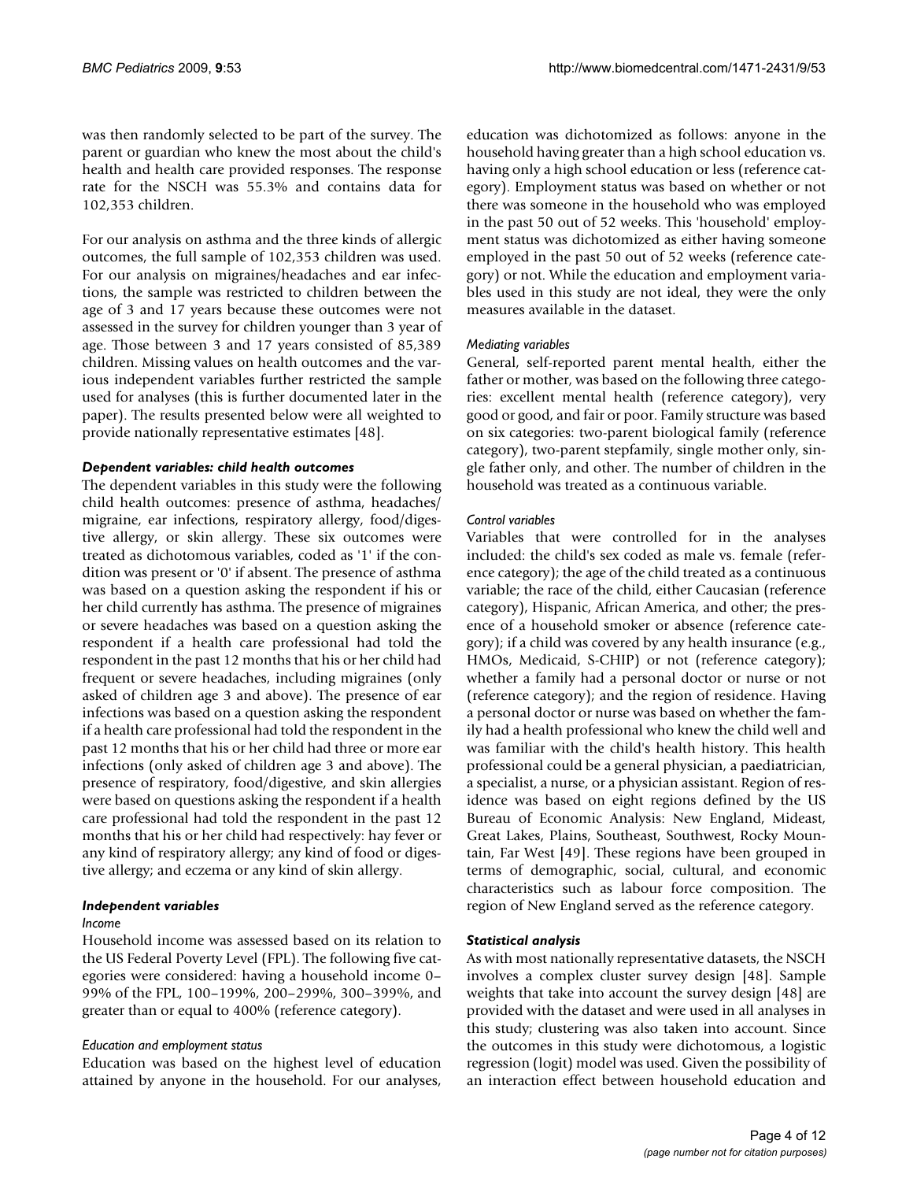was then randomly selected to be part of the survey. The parent or guardian who knew the most about the child's health and health care provided responses. The response rate for the NSCH was 55.3% and contains data for 102,353 children.

For our analysis on asthma and the three kinds of allergic outcomes, the full sample of 102,353 children was used. For our analysis on migraines/headaches and ear infections, the sample was restricted to children between the age of 3 and 17 years because these outcomes were not assessed in the survey for children younger than 3 year of age. Those between 3 and 17 years consisted of 85,389 children. Missing values on health outcomes and the various independent variables further restricted the sample used for analyses (this is further documented later in the paper). The results presented below were all weighted to provide nationally representative estimates [48].

### *Dependent variables: child health outcomes*

The dependent variables in this study were the following child health outcomes: presence of asthma, headaches/migraine, ear infections, respiratory allergy, food/digestive allergy, or skin allergy. These six outcomes were treated as dichotomous variables, coded as '1' if the condition was present or '0' if absent. The presence of asthma was based on a question asking the respondent if his or her child currently has asthma. The presence of migraines or severe headaches was based on a question asking the respondent if a health care professional had told the respondent in the past 12 months that his or her child had frequent or severe headaches, including migraines (only asked of children age 3 and above). The presence of ear infections was based on a question asking the respondent if a health care professional had told the respondent in the past 12 months that his or her child had three or more ear infections (only asked of children age 3 and above). The presence of respiratory, food/digestive, and skin allergies were based on questions asking the respondent if a health care professional had told the respondent in the past 12 months that his or her child had respectively: hay fever or any kind of respiratory allergy; any kind of food or digestive allergy; and eczema or any kind of skin allergy.

### *Independent variables*

#### *Income*

Household income was assessed based on its relation to the US Federal Poverty Level (FPL). The following five categories were considered: having a household income 0–99% of the FPL, 100–199%, 200–299%, 300–399%, and greater than or equal to 400% (reference category).

#### *Education and employment status*

Education was based on the highest level of education attained by anyone in the household. For our analyses, education was dichotomized as follows: anyone in the household having greater than a high school education vs. having only a high school education or less (reference category). Employment status was based on whether or not there was someone in the household who was employed in the past 50 out of 52 weeks. This 'household' employment status was dichotomized as either having someone employed in the past 50 out of 52 weeks (reference category) or not. While the education and employment variables used in this study are not ideal, they were the only measures available in the dataset.

#### *Mediating variables*

General, self-reported parent mental health, either the father or mother, was based on the following three categories: excellent mental health (reference category), very good or good, and fair or poor. Family structure was based on six categories: two-parent biological family (reference category), two-parent stepfamily, single mother only, single father only, and other. The number of children in the household was treated as a continuous variable.

#### *Control variables*

Variables that were controlled for in the analyses included: the child's sex coded as male vs. female (reference category); the age of the child treated as a continuous variable; the race of the child, either Caucasian (reference category), Hispanic, African America, and other; the presence of a household smoker or absence (reference category); if a child was covered by any health insurance (e.g., HMOs, Medicaid, S-CHIP) or not (reference category); whether a family had a personal doctor or nurse or not (reference category); and the region of residence. Having a personal doctor or nurse was based on whether the family had a health professional who knew the child well and was familiar with the child's health history. This health professional could be a general physician, a paediatrician, a specialist, a nurse, or a physician assistant. Region of residence was based on eight regions defined by the US Bureau of Economic Analysis: New England, Mideast, Great Lakes, Plains, Southeast, Southwest, Rocky Mountain, Far West [49]. These regions have been grouped in terms of demographic, social, cultural, and economic characteristics such as labour force composition. The region of New England served as the reference category.

### *Statistical analysis*

As with most nationally representative datasets, the NSCH involves a complex cluster survey design [48]. Sample weights that take into account the survey design [48] are provided with the dataset and were used in all analyses in this study; clustering was also taken into account. Since the outcomes in this study were dichotomous, a logistic regression (logit) model was used. Given the possibility of an interaction effect between household education and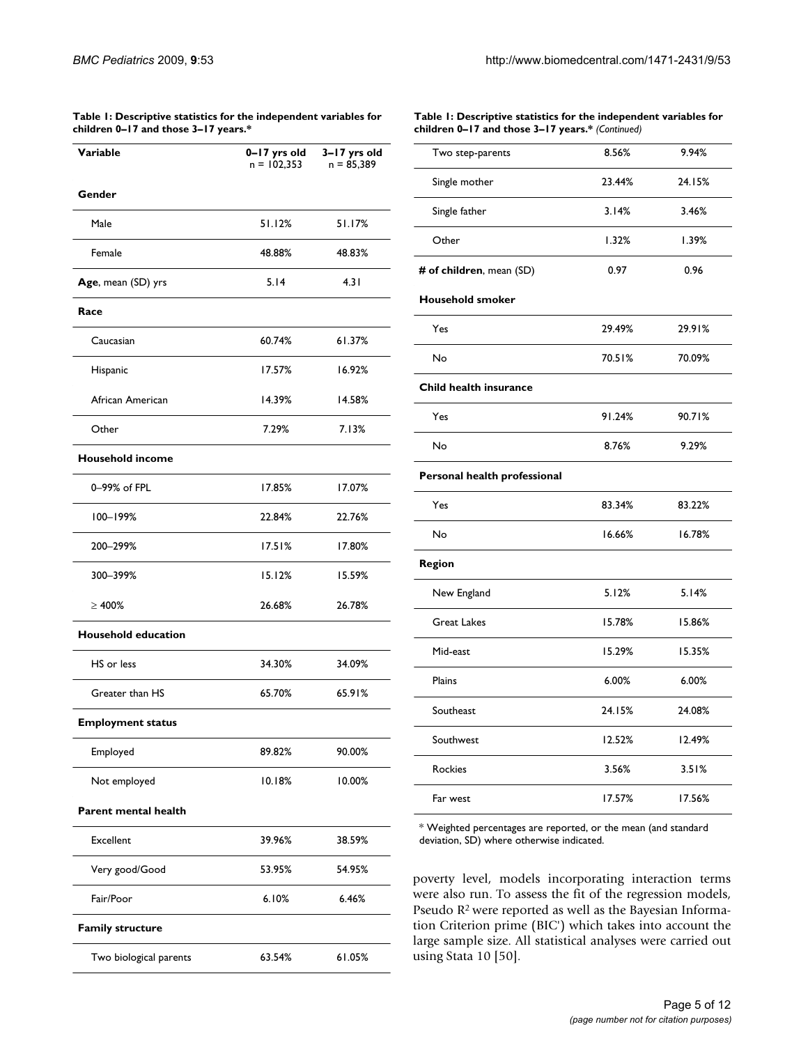**Table 1: Descriptive statistics for the independent variables for children 0–17 and those 3–17 years.***

| Variable | 0–17 yrs old n = 102,353 | 3–17 yrs old n = 85,389 |
|---|---|---|
| **Gender** | | |
| Male | 51.12% | 51.17% |
| Female | 48.88% | 48.83% |
| **Age**, mean (SD) yrs | 5.14 | 4.31 |
| **Race** | | |
| Caucasian | 60.74% | 61.37% |
| Hispanic | 17.57% | 16.92% |
| African American | 14.39% | 14.58% |
| Other | 7.29% | 7.13% |
| **Household income** | | |
| 0–99% of FPL | 17.85% | 17.07% |
| 100–199% | 22.84% | 22.76% |
| 200–299% | 17.51% | 17.80% |
| 300–399% | 15.12% | 15.59% |
| ≥ 400% | 26.68% | 26.78% |
| **Household education** | | |
| HS or less | 34.30% | 34.09% |
| Greater than HS | 65.70% | 65.91% |
| **Employment status** | | |
| Employed | 89.82% | 90.00% |
| Not employed | 10.18% | 10.00% |
| **Parent mental health** | | |
| Excellent | 39.96% | 38.59% |
| Very good/Good | 53.95% | 54.95% |
| Fair/Poor | 6.10% | 6.46% |
| **Family structure** | | |
| Two biological parents | 63.54% | 61.05% |
| Two step-parents | 8.56% | 9.94% |
| Single mother | 23.44% | 24.15% |
| Single father | 3.14% | 3.46% |
| Other | 1.32% | 1.39% |
| **# of children**, mean (SD) | 0.97 | 0.96 |
| **Household smoker** | | |
| Yes | 29.49% | 29.91% |
| No | 70.51% | 70.09% |
| **Child health insurance** | | |
| Yes | 91.24% | 90.71% |
| No | 8.76% | 9.29% |
| **Personal health professional** | | |
| Yes | 83.34% | 83.22% |
| No | 16.66% | 16.78% |
| **Region** | | |
| New England | 5.12% | 5.14% |
| Great Lakes | 15.78% | 15.86% |
| Mid-east | 15.29% | 15.35% |
| Plains | 6.00% | 6.00% |
| Southeast | 24.15% | 24.08% |
| Southwest | 12.52% | 12.49% |
| Rockies | 3.56% | 3.51% |
| Far west | 17.57% | 17.56% |

* Weighted percentages are reported, or the mean (and standard deviation, SD) where otherwise indicated.

poverty level, models incorporating interaction terms were also run. To assess the fit of the regression models, Pseudo $R^2$ were reported as well as the Bayesian Information Criterion prime (BIC') which takes into account the large sample size. All statistical analyses were carried out using Stata 10 [50].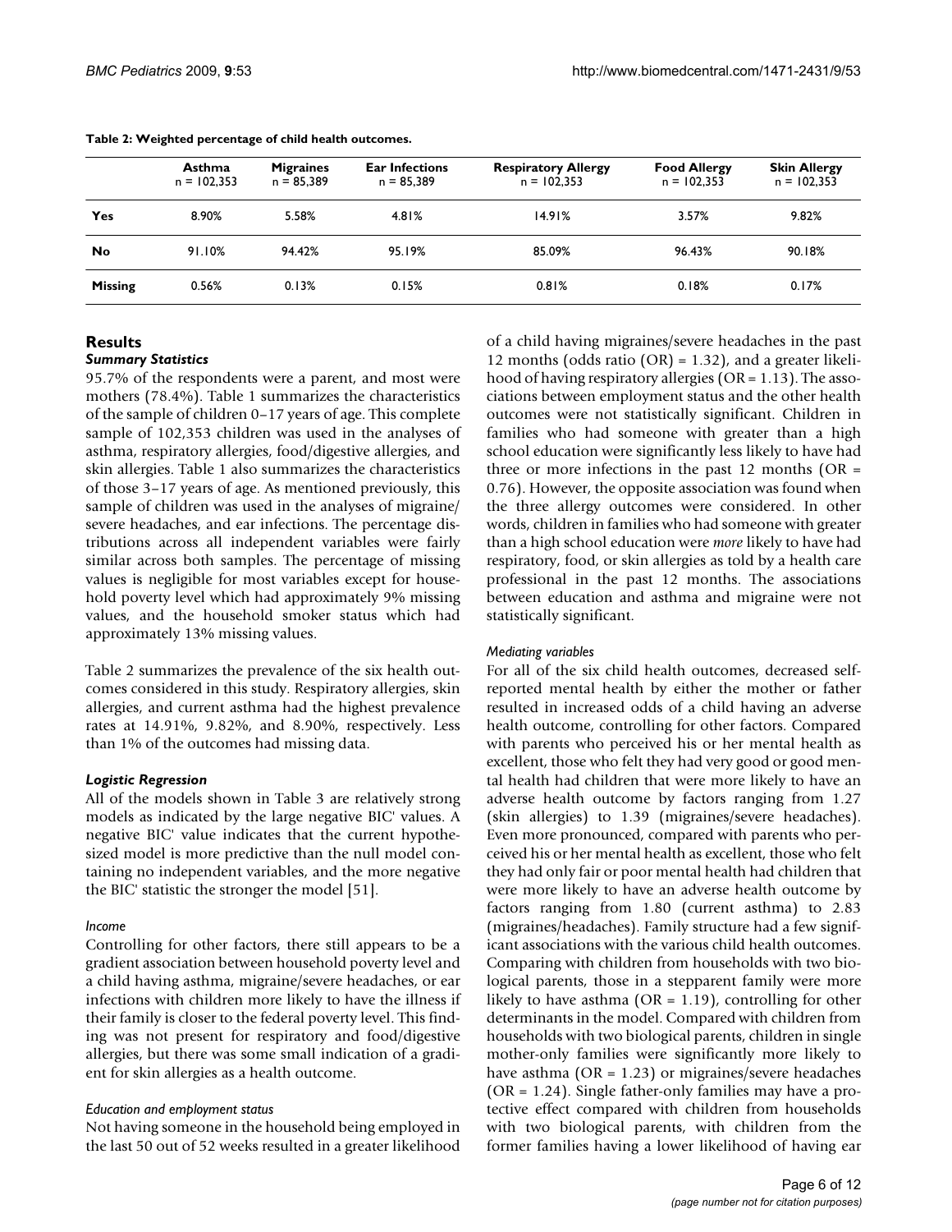**Table 2: Weighted percentage of child health outcomes.**

| | Asthma n = 102,353 | Migraines n = 85,389 | Ear Infections n = 85,389 | Respiratory Allergy n = 102,353 | Food Allergy n = 102,353 | Skin Allergy n = 102,353 |
|---|---|---|---|---|---|---|
| **Yes** | 8.90% | 5.58% | 4.81% | 14.91% | 3.57% | 9.82% |
| **No** | 91.10% | 94.42% | 95.19% | 85.09% | 96.43% | 90.18% |
| **Missing** | 0.56% | 0.13% | 0.15% | 0.81% | 0.18% | 0.17% |

## Results

### *Summary Statistics*

95.7% of the respondents were a parent, and most were mothers (78.4%). Table 1 summarizes the characteristics of the sample of children 0–17 years of age. This complete sample of 102,353 children was used in the analyses of asthma, respiratory allergies, food/digestive allergies, and skin allergies. Table 1 also summarizes the characteristics of those 3–17 years of age. As mentioned previously, this sample of children was used in the analyses of migraine/severe headaches, and ear infections. The percentage distributions across all independent variables were fairly similar across both samples. The percentage of missing values is negligible for most variables except for household poverty level which had approximately 9% missing values, and the household smoker status which had approximately 13% missing values.

Table 2 summarizes the prevalence of the six health outcomes considered in this study. Respiratory allergies, skin allergies, and current asthma had the highest prevalence rates at 14.91%, 9.82%, and 8.90%, respectively. Less than 1% of the outcomes had missing data.

### *Logistic Regression*

All of the models shown in Table 3 are relatively strong models as indicated by the large negative BIC' values. A negative BIC' value indicates that the current hypothesized model is more predictive than the null model containing no independent variables, and the more negative the BIC' statistic the stronger the model [51].

#### *Income*

Controlling for other factors, there still appears to be a gradient association between household poverty level and a child having asthma, migraine/severe headaches, or ear infections with children more likely to have the illness if their family is closer to the federal poverty level. This finding was not present for respiratory and food/digestive allergies, but there was some small indication of a gradient for skin allergies as a health outcome.

#### *Education and employment status*

Not having someone in the household being employed in the last 50 out of 52 weeks resulted in a greater likelihood of a child having migraines/severe headaches in the past 12 months (odds ratio (OR) = 1.32), and a greater likelihood of having respiratory allergies (OR = 1.13). The associations between employment status and the other health outcomes were not statistically significant. Children in families who had someone with greater than a high school education were significantly less likely to have had three or more infections in the past 12 months (OR = 0.76). However, the opposite association was found when the three allergy outcomes were considered. In other words, children in families who had someone with greater than a high school education were *more* likely to have had respiratory, food, or skin allergies as told by a health care professional in the past 12 months. The associations between education and asthma and migraine were not statistically significant.

#### *Mediating variables*

For all of the six child health outcomes, decreased self-reported mental health by either the mother or father resulted in increased odds of a child having an adverse health outcome, controlling for other factors. Compared with parents who perceived his or her mental health as excellent, those who felt they had very good or good mental health had children that were more likely to have an adverse health outcome by factors ranging from 1.27 (skin allergies) to 1.39 (migraines/severe headaches). Even more pronounced, compared with parents who perceived his or her mental health as excellent, those who felt they had only fair or poor mental health had children that were more likely to have an adverse health outcome by factors ranging from 1.80 (current asthma) to 2.83 (migraines/headaches). Family structure had a few significant associations with the various child health outcomes. Comparing with children from households with two biological parents, those in a stepparent family were more likely to have asthma (OR = 1.19), controlling for other determinants in the model. Compared with children from households with two biological parents, children in single mother-only families were significantly more likely to have asthma (OR = 1.23) or migraines/severe headaches (OR = 1.24). Single father-only families may have a protective effect compared with children from households with two biological parents, with children from the former families having a lower likelihood of having ear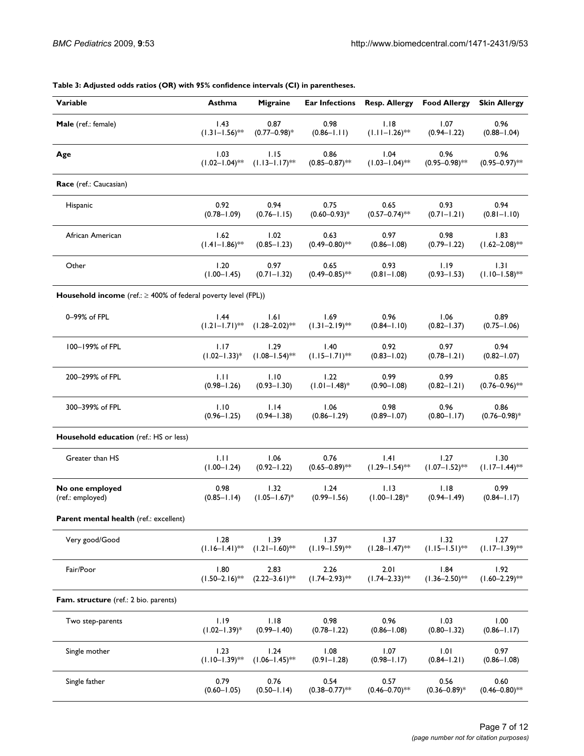**Table 3: Adjusted odds ratios (OR) with 95% confidence intervals (CI) in parentheses.**

| Variable | Asthma | Migraine | Ear Infections | Resp. Allergy | Food Allergy | Skin Allergy |
|---|---|---|---|---|---|---|
| **Male** (ref.: female) | 1.43 (1.31–1.56)** | 0.87 (0.77–0.98)* | 0.98 (0.86–1.11) | 1.18 (1.11–1.26)** | 1.07 (0.94–1.22) | 0.96 (0.88–1.04) |
| **Age** | 1.03 (1.02–1.04)** | 1.15 (1.13–1.17)** | 0.86 (0.85–0.87)** | 1.04 (1.03–1.04)** | 0.96 (0.95–0.98)** | 0.96 (0.95–0.97)** |
| **Race** (ref.: Caucasian) | | | | | | |
| Hispanic | 0.92 (0.78–1.09) | 0.94 (0.76–1.15) | 0.75 (0.60–0.93)* | 0.65 (0.57–0.74)** | 0.93 (0.71–1.21) | 0.94 (0.81–1.10) |
| African American | 1.62 (1.41–1.86)** | 1.02 (0.85–1.23) | 0.63 (0.49–0.80)** | 0.97 (0.86–1.08) | 0.98 (0.79–1.22) | 1.83 (1.62–2.08)** |
| Other | 1.20 (1.00–1.45) | 0.97 (0.71–1.32) | 0.65 (0.49–0.85)** | 0.93 (0.81–1.08) | 1.19 (0.93–1.53) | 1.31 (1.10–1.58)** |
| **Household income** (ref.: ≥ 400% of federal poverty level (FPL)) | | | | | | |
| 0–99% of FPL | 1.44 (1.21–1.71)** | 1.61 (1.28–2.02)** | 1.69 (1.31–2.19)** | 0.96 (0.84–1.10) | 1.06 (0.82–1.37) | 0.89 (0.75–1.06) |
| 100–199% of FPL | 1.17 (1.02–1.33)* | 1.29 (1.08–1.54)** | 1.40 (1.15–1.71)** | 0.92 (0.83–1.02) | 0.97 (0.78–1.21) | 0.94 (0.82–1.07) |
| 200–299% of FPL | 1.11 (0.98–1.26) | 1.10 (0.93–1.30) | 1.22 (1.01–1.48)* | 0.99 (0.90–1.08) | 0.99 (0.82–1.21) | 0.85 (0.76–0.96)** |
| 300–399% of FPL | 1.10 (0.96–1.25) | 1.14 (0.94–1.38) | 1.06 (0.86–1.29) | 0.98 (0.89–1.07) | 0.96 (0.80–1.17) | 0.86 (0.76–0.98)* |
| **Household education** (ref.: HS or less) | | | | | | |
| Greater than HS | 1.11 (1.00–1.24) | 1.06 (0.92–1.22) | 0.76 (0.65–0.89)** | 1.41 (1.29–1.54)** | 1.27 (1.07–1.52)** | 1.30 (1.17–1.44)** |
| **No one employed** (ref.: employed) | 0.98 (0.85–1.14) | 1.32 (1.05–1.67)* | 1.24 (0.99–1.56) | 1.13 (1.00–1.28)* | 1.18 (0.94–1.49) | 0.99 (0.84–1.17) |
| **Parent mental health** (ref.: excellent) | | | | | | |
| Very good/Good | 1.28 (1.16–1.41)** | 1.39 (1.21–1.60)** | 1.37 (1.19–1.59)** | 1.37 (1.28–1.47)** | 1.32 (1.15–1.51)** | 1.27 (1.17–1.39)** |
| Fair/Poor | 1.80 (1.50–2.16)** | 2.83 (2.22–3.61)** | 2.26 (1.74–2.93)** | 2.01 (1.74–2.33)** | 1.84 (1.36–2.50)** | 1.92 (1.60–2.29)** |
| **Fam. structure** (ref.: 2 bio. parents) | | | | | | |
| Two step-parents | 1.19 (1.02–1.39)* | 1.18 (0.99–1.40) | 0.98 (0.78–1.22) | 0.96 (0.86–1.08) | 1.03 (0.80–1.32) | 1.00 (0.86–1.17) |
| Single mother | 1.23 (1.10–1.39)** | 1.24 (1.06–1.45)** | 1.08 (0.91–1.28) | 1.07 (0.98–1.17) | 1.01 (0.84–1.21) | 0.97 (0.86–1.08) |
| Single father | 0.79 (0.60–1.05) | 0.76 (0.50–1.14) | 0.54 (0.38–0.77)** | 0.57 (0.46–0.70)** | 0.56 (0.36–0.89)* | 0.60 (0.46–0.80)** |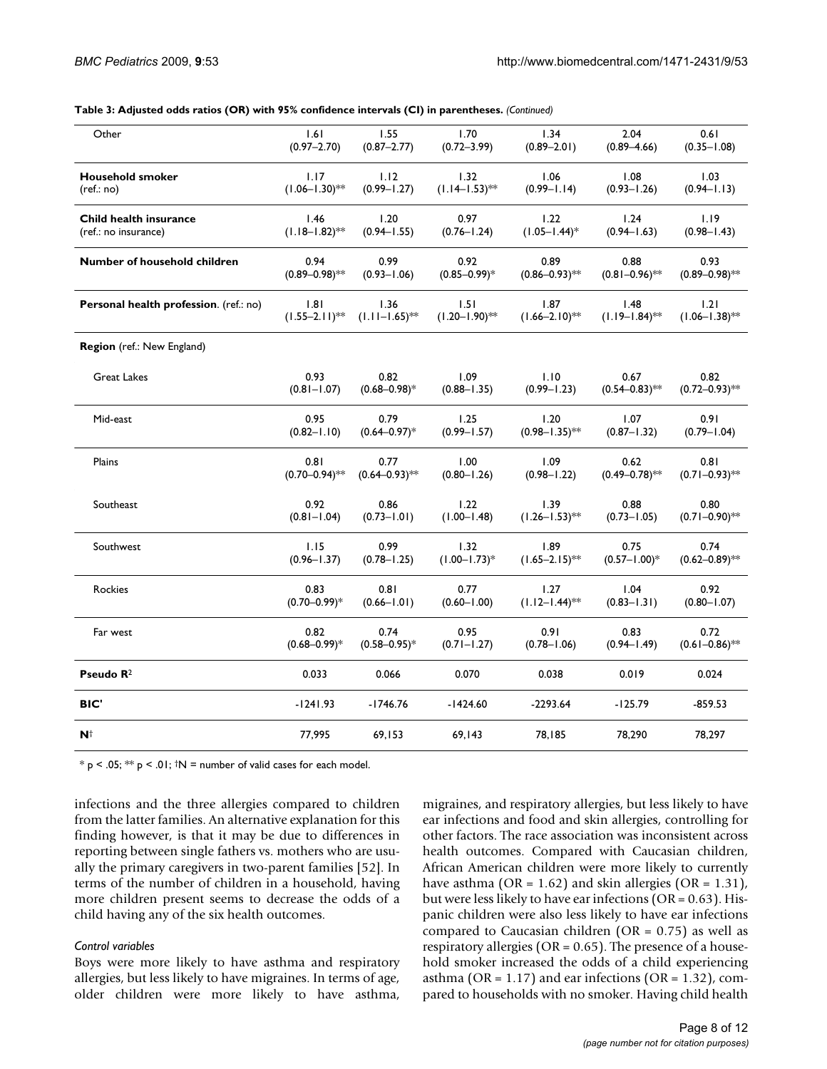**Table 3: Adjusted odds ratios (OR) with 95% confidence intervals (CI) in parentheses.** *(Continued)*

| | | | | | | |
|---|---|---|---|---|---|---|
| Other | 1.61 (0.97–2.70) | 1.55 (0.87–2.77) | 1.70 (0.72–3.99) | 1.34 (0.89–2.01) | 2.04 (0.89–4.66) | 0.61 (0.35–1.08) |
| **Household smoker** (ref.: no) | 1.17 (1.06–1.30)** | 1.12 (0.99–1.27) | 1.32 (1.14–1.53)** | 1.06 (0.99–1.14) | 1.08 (0.93–1.26) | 1.03 (0.94–1.13) |
| **Child health insurance** (ref.: no insurance) | 1.46 (1.18–1.82)** | 1.20 (0.94–1.55) | 0.97 (0.76–1.24) | 1.22 (1.05–1.44)* | 1.24 (0.94–1.63) | 1.19 (0.98–1.43) |
| **Number of household children** | 0.94 (0.89–0.98)** | 0.99 (0.93–1.06) | 0.92 (0.85–0.99)* | 0.89 (0.86–0.93)** | 0.88 (0.81–0.96)** | 0.93 (0.89–0.98)** |
| **Personal health profession**. (ref.: no) | 1.81 (1.55–2.11)** | 1.36 (1.11–1.65)** | 1.51 (1.20–1.90)** | 1.87 (1.66–2.10)** | 1.48 (1.19–1.84)** | 1.21 (1.06–1.38)** |
| **Region** (ref.: New England) | | | | | | |
| Great Lakes | 0.93 (0.81–1.07) | 0.82 (0.68–0.98)* | 1.09 (0.88–1.35) | 1.10 (0.99–1.23) | 0.67 (0.54–0.83)** | 0.82 (0.72–0.93)** |
| Mid-east | 0.95 (0.82–1.10) | 0.79 (0.64–0.97)* | 1.25 (0.99–1.57) | 1.20 (0.98–1.35)** | 1.07 (0.87–1.32) | 0.91 (0.79–1.04) |
| Plains | 0.81 (0.70–0.94)** | 0.77 (0.64–0.93)** | 1.00 (0.80–1.26) | 1.09 (0.98–1.22) | 0.62 (0.49–0.78)** | 0.81 (0.71–0.93)** |
| Southeast | 0.92 (0.81–1.04) | 0.86 (0.73–1.01) | 1.22 (1.00–1.48) | 1.39 (1.26–1.53)** | 0.88 (0.73–1.05) | 0.80 (0.71–0.90)** |
| Southwest | 1.15 (0.96–1.37) | 0.99 (0.78–1.25) | 1.32 (1.00–1.73)* | 1.89 (1.65–2.15)** | 0.75 (0.57–1.00)* | 0.74 (0.62–0.89)** |
| Rockies | 0.83 (0.70–0.99)* | 0.81 (0.66–1.01) | 0.77 (0.60–1.00) | 1.27 (1.12–1.44)** | 1.04 (0.83–1.31) | 0.92 (0.80–1.07) |
| Far west | 0.82 (0.68–0.99)* | 0.74 (0.58–0.95)* | 0.95 (0.71–1.27) | 0.91 (0.78–1.06) | 0.83 (0.94–1.49) | 0.72 (0.61–0.86)** |
| **Pseudo $R^2$** | 0.033 | 0.066 | 0.070 | 0.038 | 0.019 | 0.024 |
| **BIC'** | -1241.93 | -1746.76 | -1424.60 | -2293.64 | -125.79 | -859.53 |
| **N**[†] | 77,995 | 69,153 | 69,143 | 78,185 | 78,290 | 78,297 |

* p < .05; ** p < .01; †N = number of valid cases for each model.

infections and the three allergies compared to children from the latter families. An alternative explanation for this finding however, is that it may be due to differences in reporting between single fathers vs. mothers who are usually the primary caregivers in two-parent families [52]. In terms of the number of children in a household, having more children present seems to decrease the odds of a child having any of the six health outcomes.

*Control variables*

Boys were more likely to have asthma and respiratory allergies, but less likely to have migraines. In terms of age, older children were more likely to have asthma, migraines, and respiratory allergies, but less likely to have ear infections and food and skin allergies, controlling for other factors. The race association was inconsistent across health outcomes. Compared with Caucasian children, African American children were more likely to currently have asthma (OR = 1.62) and skin allergies (OR = 1.31), but were less likely to have ear infections (OR = 0.63). Hispanic children were also less likely to have ear infections compared to Caucasian children (OR = 0.75) as well as respiratory allergies (OR = 0.65). The presence of a household smoker increased the odds of a child experiencing asthma (OR = 1.17) and ear infections (OR = 1.32), compared to households with no smoker. Having child health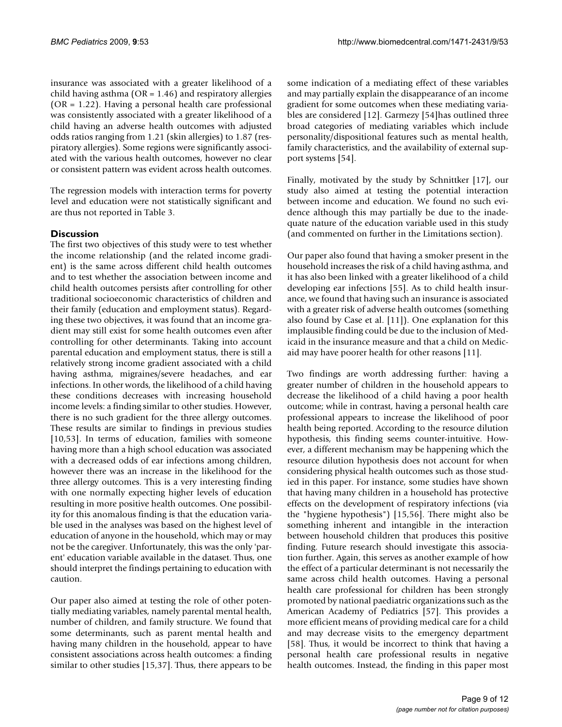insurance was associated with a greater likelihood of a child having asthma (OR = 1.46) and respiratory allergies (OR = 1.22). Having a personal health care professional was consistently associated with a greater likelihood of a child having an adverse health outcomes with adjusted odds ratios ranging from 1.21 (skin allergies) to 1.87 (respiratory allergies). Some regions were significantly associated with the various health outcomes, however no clear or consistent pattern was evident across health outcomes.

The regression models with interaction terms for poverty level and education were not statistically significant and are thus not reported in Table 3.

## Discussion

The first two objectives of this study were to test whether the income relationship (and the related income gradient) is the same across different child health outcomes and to test whether the association between income and child health outcomes persists after controlling for other traditional socioeconomic characteristics of children and their family (education and employment status). Regarding these two objectives, it was found that an income gradient may still exist for some health outcomes even after controlling for other determinants. Taking into account parental education and employment status, there is still a relatively strong income gradient associated with a child having asthma, migraines/severe headaches, and ear infections. In other words, the likelihood of a child having these conditions decreases with increasing household income levels: a finding similar to other studies. However, there is no such gradient for the three allergy outcomes. These results are similar to findings in previous studies [10,53]. In terms of education, families with someone having more than a high school education was associated with a decreased odds of ear infections among children, however there was an increase in the likelihood for the three allergy outcomes. This is a very interesting finding with one normally expecting higher levels of education resulting in more positive health outcomes. One possibility for this anomalous finding is that the education variable used in the analyses was based on the highest level of education of anyone in the household, which may or may not be the caregiver. Unfortunately, this was the only 'parent' education variable available in the dataset. Thus, one should interpret the findings pertaining to education with caution.

Our paper also aimed at testing the role of other potentially mediating variables, namely parental mental health, number of children, and family structure. We found that some determinants, such as parent mental health and having many children in the household, appear to have consistent associations across health outcomes: a finding similar to other studies [15,37]. Thus, there appears to be some indication of a mediating effect of these variables and may partially explain the disappearance of an income gradient for some outcomes when these mediating variables are considered [12]. Garmezy [54]has outlined three broad categories of mediating variables which include personality/dispositional features such as mental health, family characteristics, and the availability of external support systems [54].

Finally, motivated by the study by Schnittker [17], our study also aimed at testing the potential interaction between income and education. We found no such evidence although this may partially be due to the inadequate nature of the education variable used in this study (and commented on further in the Limitations section).

Our paper also found that having a smoker present in the household increases the risk of a child having asthma, and it has also been linked with a greater likelihood of a child developing ear infections [55]. As to child health insurance, we found that having such an insurance is associated with a greater risk of adverse health outcomes (something also found by Case et al. [11]). One explanation for this implausible finding could be due to the inclusion of Medicaid in the insurance measure and that a child on Medicaid may have poorer health for other reasons [11].

Two findings are worth addressing further: having a greater number of children in the household appears to decrease the likelihood of a child having a poor health outcome; while in contrast, having a personal health care professional appears to increase the likelihood of poor health being reported. According to the resource dilution hypothesis, this finding seems counter-intuitive. However, a different mechanism may be happening which the resource dilution hypothesis does not account for when considering physical health outcomes such as those studied in this paper. For instance, some studies have shown that having many children in a household has protective effects on the development of respiratory infections (via the "hygiene hypothesis") [15,56]. There might also be something inherent and intangible in the interaction between household children that produces this positive finding. Future research should investigate this association further. Again, this serves as another example of how the effect of a particular determinant is not necessarily the same across child health outcomes. Having a personal health care professional for children has been strongly promoted by national paediatric organizations such as the American Academy of Pediatrics [57]. This provides a more efficient means of providing medical care for a child and may decrease visits to the emergency department [58]. Thus, it would be incorrect to think that having a personal health care professional results in negative health outcomes. Instead, the finding in this paper most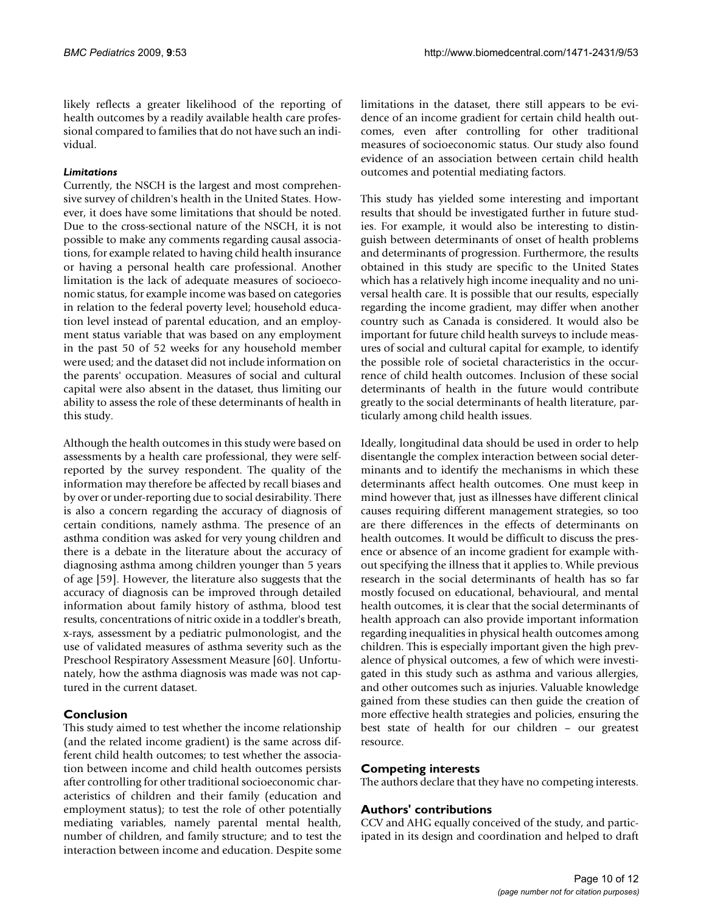likely reflects a greater likelihood of the reporting of health outcomes by a readily available health care professional compared to families that do not have such an individual.

### *Limitations*

Currently, the NSCH is the largest and most comprehensive survey of children's health in the United States. However, it does have some limitations that should be noted. Due to the cross-sectional nature of the NSCH, it is not possible to make any comments regarding causal associations, for example related to having child health insurance or having a personal health care professional. Another limitation is the lack of adequate measures of socioeconomic status, for example income was based on categories in relation to the federal poverty level; household education level instead of parental education, and an employment status variable that was based on any employment in the past 50 of 52 weeks for any household member were used; and the dataset did not include information on the parents' occupation. Measures of social and cultural capital were also absent in the dataset, thus limiting our ability to assess the role of these determinants of health in this study.

Although the health outcomes in this study were based on assessments by a health care professional, they were self-reported by the survey respondent. The quality of the information may therefore be affected by recall biases and by over or under-reporting due to social desirability. There is also a concern regarding the accuracy of diagnosis of certain conditions, namely asthma. The presence of an asthma condition was asked for very young children and there is a debate in the literature about the accuracy of diagnosing asthma among children younger than 5 years of age [59]. However, the literature also suggests that the accuracy of diagnosis can be improved through detailed information about family history of asthma, blood test results, concentrations of nitric oxide in a toddler's breath, x-rays, assessment by a pediatric pulmonologist, and the use of validated measures of asthma severity such as the Preschool Respiratory Assessment Measure [60]. Unfortunately, how the asthma diagnosis was made was not captured in the current dataset.

## Conclusion

This study aimed to test whether the income relationship (and the related income gradient) is the same across different child health outcomes; to test whether the association between income and child health outcomes persists after controlling for other traditional socioeconomic characteristics of children and their family (education and employment status); to test the role of other potentially mediating variables, namely parental mental health, number of children, and family structure; and to test the interaction between income and education. Despite some limitations in the dataset, there still appears to be evidence of an income gradient for certain child health outcomes, even after controlling for other traditional measures of socioeconomic status. Our study also found evidence of an association between certain child health outcomes and potential mediating factors.

This study has yielded some interesting and important results that should be investigated further in future studies. For example, it would also be interesting to distinguish between determinants of onset of health problems and determinants of progression. Furthermore, the results obtained in this study are specific to the United States which has a relatively high income inequality and no universal health care. It is possible that our results, especially regarding the income gradient, may differ when another country such as Canada is considered. It would also be important for future child health surveys to include measures of social and cultural capital for example, to identify the possible role of societal characteristics in the occurrence of child health outcomes. Inclusion of these social determinants of health in the future would contribute greatly to the social determinants of health literature, particularly among child health issues.

Ideally, longitudinal data should be used in order to help disentangle the complex interaction between social determinants and to identify the mechanisms in which these determinants affect health outcomes. One must keep in mind however that, just as illnesses have different clinical causes requiring different management strategies, so too are there differences in the effects of determinants on health outcomes. It would be difficult to discuss the presence or absence of an income gradient for example without specifying the illness that it applies to. While previous research in the social determinants of health has so far mostly focused on educational, behavioural, and mental health outcomes, it is clear that the social determinants of health approach can also provide important information regarding inequalities in physical health outcomes among children. This is especially important given the high prevalence of physical outcomes, a few of which were investigated in this study such as asthma and various allergies, and other outcomes such as injuries. Valuable knowledge gained from these studies can then guide the creation of more effective health strategies and policies, ensuring the best state of health for our children – our greatest resource.

## Competing interests

The authors declare that they have no competing interests.

## Authors' contributions

CCV and AHG equally conceived of the study, and participated in its design and coordination and helped to draft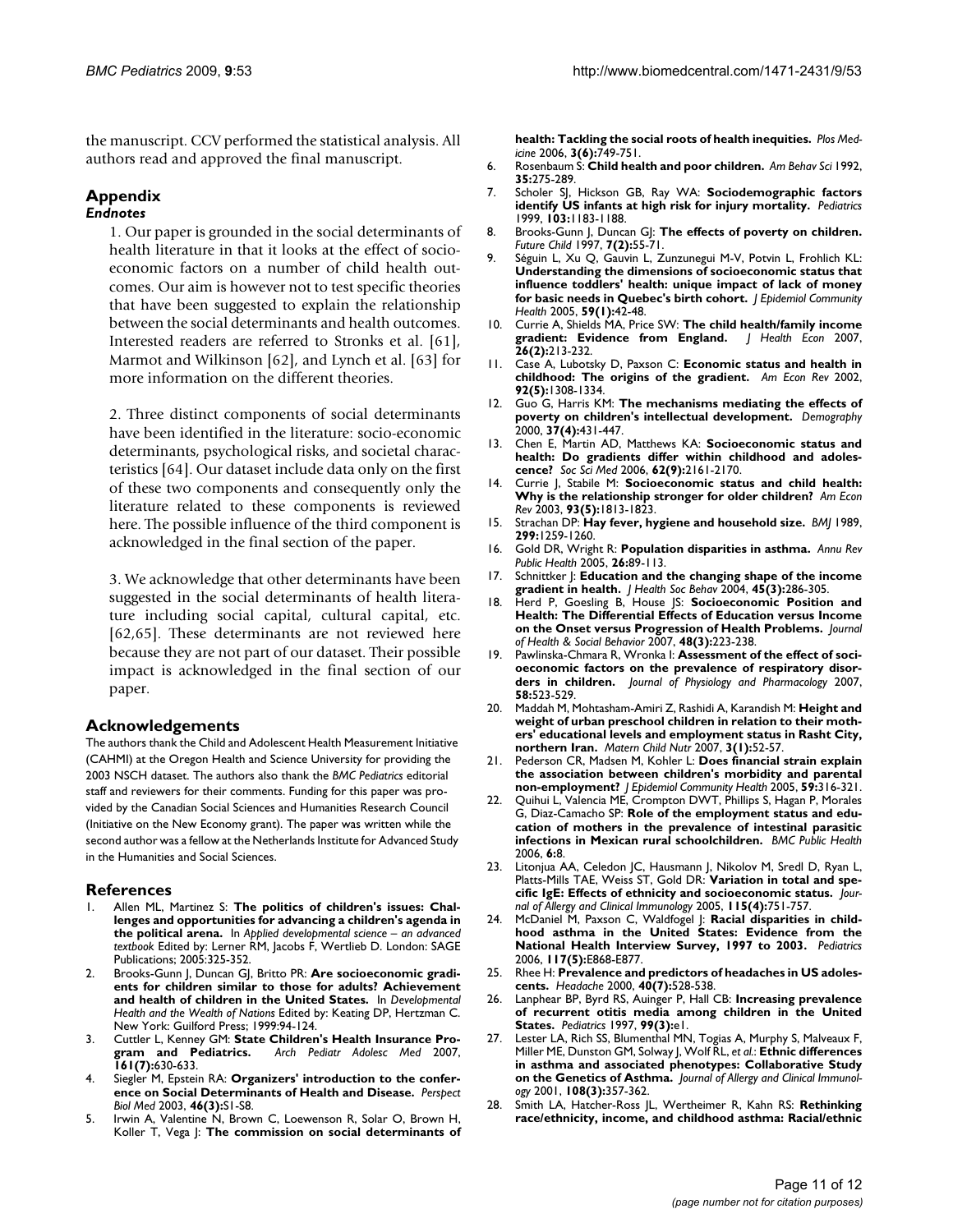the manuscript. CCV performed the statistical analysis. All authors read and approved the final manuscript.

## Appendix

### *Endnotes*

1. Our paper is grounded in the social determinants of health literature in that it looks at the effect of socio-economic factors on a number of child health outcomes. Our aim is however not to test specific theories that have been suggested to explain the relationship between the social determinants and health outcomes. Interested readers are referred to Stronks et al. [61], Marmot and Wilkinson [62], and Lynch et al. [63] for more information on the different theories.

2. Three distinct components of social determinants have been identified in the literature: socio-economic determinants, psychological risks, and societal characteristics [64]. Our dataset include data only on the first of these two components and consequently only the literature related to these components is reviewed here. The possible influence of the third component is acknowledged in the final section of the paper.

3. We acknowledge that other determinants have been suggested in the social determinants of health literature including social capital, cultural capital, etc. [62,65]. These determinants are not reviewed here because they are not part of our dataset. Their possible impact is acknowledged in the final section of our paper.

## Acknowledgements

The authors thank the Child and Adolescent Health Measurement Initiative (CAHMI) at the Oregon Health and Science University for providing the 2003 NSCH dataset. The authors also thank the *BMC Pediatrics* editorial staff and reviewers for their comments. Funding for this paper was provided by the Canadian Social Sciences and Humanities Research Council (Initiative on the New Economy grant). The paper was written while the second author was a fellow at the Netherlands Institute for Advanced Study in the Humanities and Social Sciences.

## References

1. Allen ML, Martinez S: **The politics of children's issues: Challenges and opportunities for advancing a children's agenda in the political arena.** In *Applied developmental science – an advanced textbook* Edited by: Lerner RM, Jacobs F, Wertlieb D. London: SAGE Publications; 2005:325-352.
2. Brooks-Gunn J, Duncan GJ, Britto PR: **Are socioeconomic gradients for children similar to those for adults? Achievement and health of children in the United States.** In *Developmental Health and the Wealth of Nations* Edited by: Keating DP, Hertzman C. New York: Guilford Press; 1999:94-124.
3. Cuttler L, Kenney GM: **State Children's Health Insurance Program and Pediatrics.** *Arch Pediatr Adolesc Med* 2007, **161(7):**630-633.
4. Siegler M, Epstein RA: **Organizers' introduction to the conference on Social Determinants of Health and Disease.** *Perspect Biol Med* 2003, **46(3):**S1-S8.
5. Irwin A, Valentine N, Brown C, Loewenson R, Solar O, Brown H, Koller T, Vega J: **The commission on social determinants of health: Tackling the social roots of health inequities.** *Plos Medicine* 2006, **3(6):**749-751.
6. Rosenbaum S: **Child health and poor children.** *Am Behav Sci* 1992, **35:**275-289.
7. Scholer SJ, Hickson GB, Ray WA: **Sociodemographic factors identify US infants at high risk for injury mortality.** *Pediatrics* 1999, **103:**1183-1188.
8. Brooks-Gunn J, Duncan GJ: **The effects of poverty on children.** *Future Child* 1997, **7(2):**55-71.
9. Séguin L, Xu Q, Gauvin L, Zunzunegui M-V, Potvin L, Frohlich KL: **Understanding the dimensions of socioeconomic status that influence toddlers' health: unique impact of lack of money for basic needs in Quebec's birth cohort.** *J Epidemiol Community Health* 2005, **59(1):**42-48.
10. Currie A, Shields MA, Price SW: **The child health/family income gradient: Evidence from England.** *J Health Econ* 2007, **26(2):**213-232.
11. Case A, Lubotsky D, Paxson C: **Economic status and health in childhood: The origins of the gradient.** *Am Econ Rev* 2002, **92(5):**1308-1334.
12. Guo G, Harris KM: **The mechanisms mediating the effects of poverty on children's intellectual development.** *Demography* 2000, **37(4):**431-447.
13. Chen E, Martin AD, Matthews KA: **Socioeconomic status and health: Do gradients differ within childhood and adolescence?** *Soc Sci Med* 2006, **62(9):**2161-2170.
14. Currie J, Stabile M: **Socioeconomic status and child health: Why is the relationship stronger for older children?** *Am Econ Rev* 2003, **93(5):**1813-1823.
15. Strachan DP: **Hay fever, hygiene and household size.** *BMJ* 1989, **299:**1259-1260.
16. Gold DR, Wright R: **Population disparities in asthma.** *Annu Rev Public Health* 2005, **26:**89-113.
17. Schnittker J: **Education and the changing shape of the income gradient in health.** *J Health Soc Behav* 2004, **45(3):**286-305.
18. Herd P, Goesling B, House JS: **Socioeconomic Position and Health: The Differential Effects of Education versus Income on the Onset versus Progression of Health Problems.** *Journal of Health & Social Behavior* 2007, **48(3):**223-238.
19. Pawlinska-Chmara R, Wronka I: **Assessment of the effect of socioeconomic factors on the prevalence of respiratory disorders in children.** *Journal of Physiology and Pharmacology* 2007, **58:**523-529.
20. Maddah M, Mohtasham-Amiri Z, Rashidi A, Karandish M: **Height and weight of urban preschool children in relation to their mothers' educational levels and employment status in Rasht City, northern Iran.** *Matern Child Nutr* 2007, **3(1):**52-57.
21. Pederson CR, Madsen M, Kohler L: **Does financial strain explain the association between children's morbidity and parental non-employment?** *J Epidemiol Community Health* 2005, **59:**316-321.
22. Quihui L, Valencia ME, Crompton DWT, Phillips S, Hagan P, Morales G, Diaz-Camacho SP: **Role of the employment status and education of mothers in the prevalence of intestinal parasitic infections in Mexican rural schoolchildren.** *BMC Public Health* 2006, **6:**8.
23. Litonjua AA, Celedon JC, Hausmann J, Nikolov M, Sredl D, Ryan L, Platts-Mills TAE, Weiss ST, Gold DR: **Variation in total and specific IgE: Effects of ethnicity and socioeconomic status.** *Journal of Allergy and Clinical Immunology* 2005, **115(4):**751-757.
24. McDaniel M, Paxson C, Waldfogel J: **Racial disparities in childhood asthma in the United States: Evidence from the National Health Interview Survey, 1997 to 2003.** *Pediatrics* 2006, **117(5):**E868-E877.
25. Rhee H: **Prevalence and predictors of headaches in US adolescents.** *Headache* 2000, **40(7):**528-538.
26. Lanphear BP, Byrd RS, Auinger P, Hall CB: **Increasing prevalence of recurrent otitis media among children in the United States.** *Pediatrics* 1997, **99(3):**e1.
27. Lester LA, Rich SS, Blumenthal MN, Togias A, Murphy S, Malveaux F, Miller ME, Dunston GM, Solway J, Wolf RL, *et al.*: **Ethnic differences in asthma and associated phenotypes: Collaborative Study on the Genetics of Asthma.** *Journal of Allergy and Clinical Immunology* 2001, **108(3):**357-362.
28. Smith LA, Hatcher-Ross JL, Wertheimer R, Kahn RS: **Rethinking race/ethnicity, income, and childhood asthma: Racial/ethnic**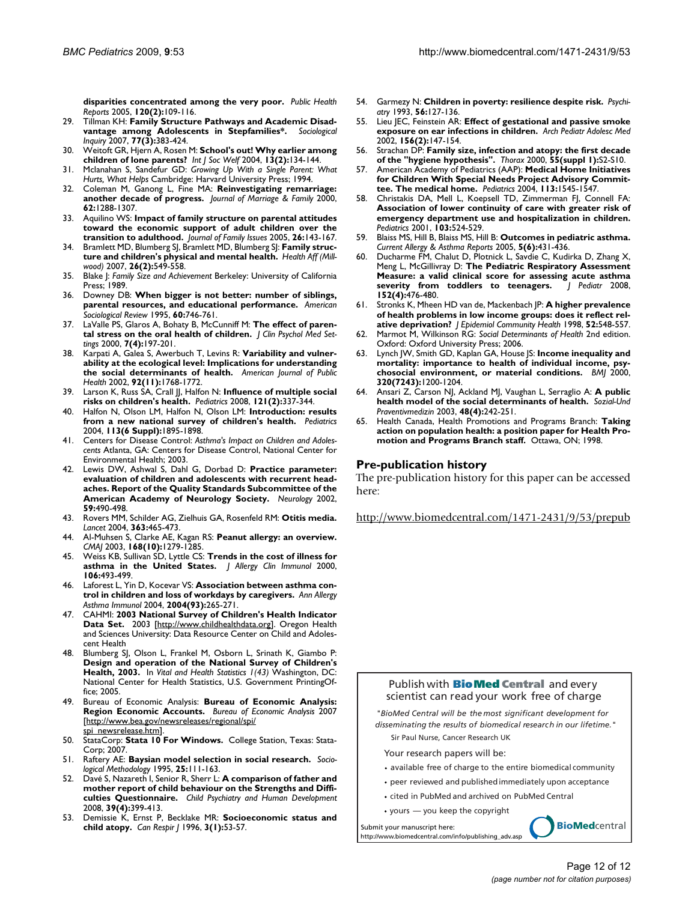**disparities concentrated among the very poor.** *Public Health Reports* 2005, **120(2):**109-116.

29. Tillman KH: **Family Structure Pathways and Academic Disadvantage among Adolescents in Stepfamilies*.** *Sociological Inquiry* 2007, **77(3):**383-424.
30. Weitoft GR, Hjern A, Rosen M: **School's out! Why earlier among children of lone parents?** *Int J Soc Welf* 2004, **13(2):**134-144.
31. Mclanahan S, Sandefur GD: *Growing Up With a Single Parent: What Hurts, What Helps* Cambridge: Harvard University Press; 1994.
32. Coleman M, Ganong L, Fine MA: **Reinvestigating remarriage: another decade of progress.** *Journal of Marriage & Family* 2000, **62:**1288-1307.
33. Aquilino WS: **Impact of family structure on parental attitudes toward the economic support of adult children over the transition to adulthood.** *Journal of Family Issues* 2005, **26:**143-167.
34. Bramlett MD, Blumberg SJ, Bramlett MD, Blumberg SJ: **Family structure and children's physical and mental health.** *Health Aff (Millwood)* 2007, **26(2):**549-558.
35. Blake J: *Family Size and Achievement* Berkeley: University of California Press; 1989.
36. Downey DB: **When bigger is not better: number of siblings, parental resources, and educational performance.** *American Sociological Review* 1995, **60:**746-761.
37. LaValle PS, Glaros A, Bohaty B, McCunniff M: **The effect of parental stress on the oral health of children.** *J Clin Psychol Med Settings* 2000, **7(4):**197-201.
38. Karpati A, Galea S, Awerbuch T, Levins R: **Variability and vulnerability at the ecological level: Implications for understanding the social determinants of health.** *American Journal of Public Health* 2002, **92(11):**1768-1772.
39. Larson K, Russ SA, Crall JJ, Halfon N: **Influence of multiple social risks on children's health.** *Pediatrics* 2008, **121(2):**337-344.
40. Halfon N, Olson LM, Halfon N, Olson LM: **Introduction: results from a new national survey of children's health.** *Pediatrics* 2004, **113(6 Suppl):**1895-1898.
41. Centers for Disease Control: *Asthma's Impact on Children and Adolescents* Atlanta, GA: Centers for Disease Control, National Center for Environmental Health; 2003.
42. Lewis DW, Ashwal S, Dahl G, Dorbad D: **Practice parameter: evaluation of children and adolescents with recurrent headaches. Report of the Quality Standards Subcommittee of the American Academy of Neurology Society.** *Neurology* 2002, **59:**490-498.
43. Rovers MM, Schilder AG, Zielhuis GA, Rosenfeld RM: **Otitis media.** *Lancet* 2004, **363:**465-473.
44. Al-Muhsen S, Clarke AE, Kagan RS: **Peanut allergy: an overview.** *CMAJ* 2003, **168(10):**1279-1285.
45. Weiss KB, Sullivan SD, Lyttle CS: **Trends in the cost of illness for asthma in the United States.** *J Allergy Clin Immunol* 2000, **106:**493-499.
46. Laforest L, Yin D, Kocevar VS: **Association between asthma control in children and loss of workdays by caregivers.** *Ann Allergy Asthma Immunol* 2004, **2004(93):**265-271.
47. CAHMI: **2003 National Survey of Children's Health Indicator Data Set.** 2003 [http://www.childhealthdata.org]. Oregon Health and Sciences University: Data Resource Center on Child and Adolescent Health
48. Blumberg SJ, Olson L, Frankel M, Osborn L, Srinath K, Giambo P: **Design and operation of the National Survey of Children's Health, 2003.** In *Vital and Health Statistics 1(43)* Washington, DC: National Center for Health Statistics, U.S. Government PrintingOffice; 2005.
49. Bureau of Economic Analysis: **Bureau of Economic Analysis: Region Economic Accounts.** *Bureau of Economic Analysis* 2007 [http://www.bea.gov/newsreleases/regional/spi/spi_newsrelease.htm].
50. StataCorp: **Stata 10 For Windows.** College Station, Texas: StataCorp; 2007.
51. Raftery AE: **Baysian model selection in social research.** *Sociological Methodology* 1995, **25:**111-163.
52. Davé S, Nazareth I, Senior R, Sherr L: **A comparison of father and mother report of child behaviour on the Strengths and Difficulties Questionnaire.** *Child Psychiatry and Human Development* 2008, **39(4):**399-413.
53. Demissie K, Ernst P, Becklake MR: **Socioeconomic status and child atopy.** *Can Respir J* 1996, **3(1):**53-57.
54. Garmezy N: **Children in poverty: resilience despite risk.** *Psychiatry* 1993, **56:**127-136.
55. Lieu JEC, Feinstein AR: **Effect of gestational and passive smoke exposure on ear infections in children.** *Arch Pediatr Adolesc Med* 2002, **156(2):**147-154.
56. Strachan DP: **Family size, infection and atopy: the first decade of the "hygiene hypothesis".** *Thorax* 2000, **55(suppl 1):**S2-S10.
57. American Academy of Pediatrics (AAP): **Medical Home Initiatives for Children With Special Needs Project Advisory Committee. The medical home.** *Pediatrics* 2004, **113:**1545-1547.
58. Christakis DA, Mell L, Koepsell TD, Zimmerman FJ, Connell FA: **Association of lower continuity of care with greater risk of emergency department use and hospitalization in children.** *Pediatrics* 2001, **103:**524-529.
59. Blaiss MS, Hill B, Blaiss MS, Hill B: **Outcomes in pediatric asthma.** *Current Allergy & Asthma Reports* 2005, **5(6):**431-436.
60. Ducharme FM, Chalut D, Plotnick L, Savdie C, Kudirka D, Zhang X, Meng L, McGillivray D: **The Pediatric Respiratory Assessment Measure: a valid clinical score for assessing acute asthma severity from toddlers to teenagers.** *J Pediatr* 2008, **152(4):**476-480.
61. Stronks K, Mheen HD van de, Mackenbach JP: **A higher prevalence of health problems in low income groups: does it reflect relative deprivation?** *J Epidemiol Community Health* 1998, **52:**548-557.
62. Marmot M, Wilkinson RG: *Social Determinants of Health* 2nd edition. Oxford: Oxford University Press; 2006.
63. Lynch JW, Smith GD, Kaplan GA, House JS: **Income inequality and mortality: importance to health of individual income, psychosocial environment, or material conditions.** *BMJ* 2000, **320(7243):**1200-1204.
64. Ansari Z, Carson NJ, Ackland MJ, Vaughan L, Serraglio A: **A public health model of the social determinants of health.** *Sozial-Und Praventivmedizin* 2003, **48(4):**242-251.
65. Health Canada, Health Promotions and Programs Branch: **Taking action on population health: a position paper for Health Promotion and Programs Branch staff.** Ottawa, ON; 1998.

## Pre-publication history

The pre-publication history for this paper can be accessed here:

http://www.biomedcentral.com/1471-2431/9/53/prepub

Publish with **BioMed Central** and every scientist can read your work free of charge

*"BioMed Central will be the most significant development for disseminating the results of biomedical research in our lifetime."*

Sir Paul Nurse, Cancer Research UK

Your research papers will be:

- available free of charge to the entire biomedical community
- peer reviewed and published immediately upon acceptance
- cited in PubMed and archived on PubMed Central
- yours — you keep the copyright

Submit your manuscript here:
http://www.biomedcentral.com/info/publishing_adv.asp

**BioMed**central